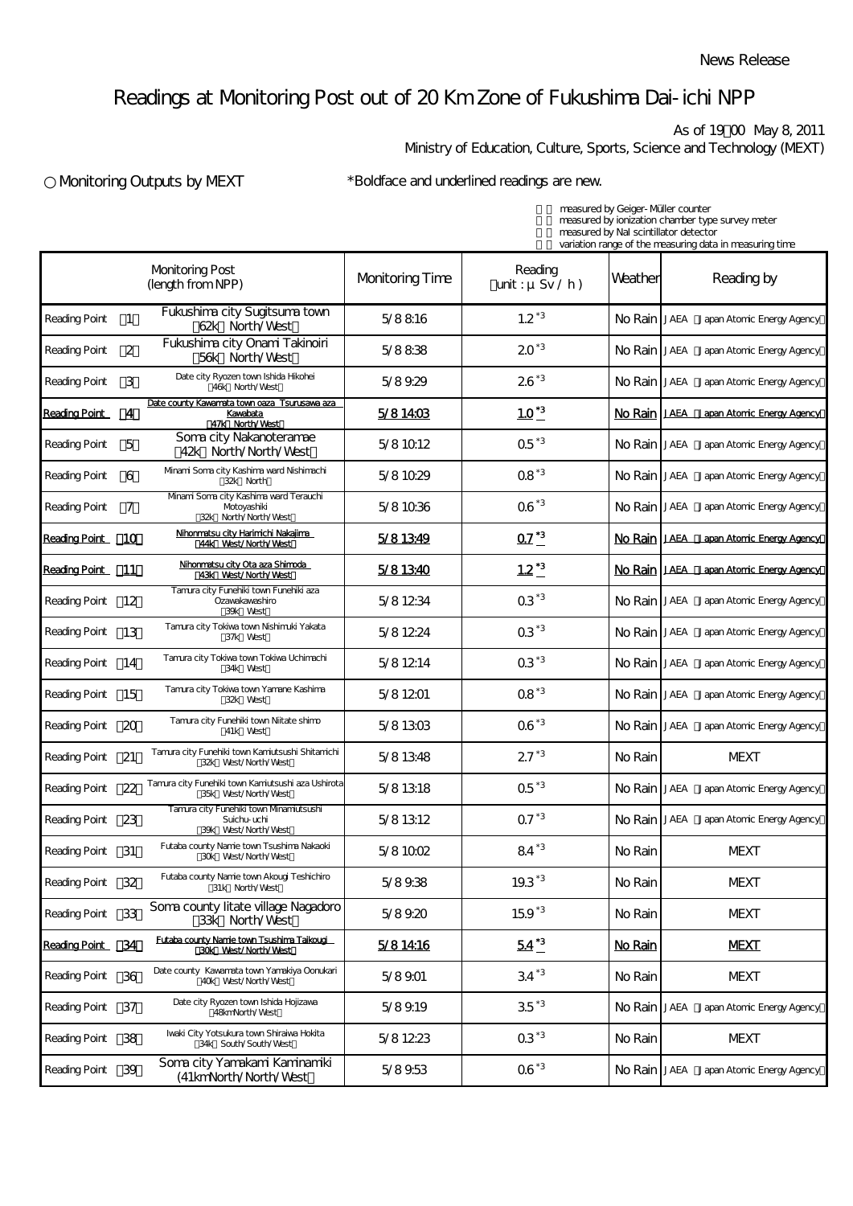News Release

# Readings at Monitoring Post out of 20 Km Zone of Fukushima Dai-ichi NPP

As of 19:00 May 8, 2011
Ministry of Education, Culture, Sports, Science and Technology (MEXT)

○ Monitoring Outputs by MEXT

*Boldface and underlined readings are new.

measured by Geiger-Müller counter
measured by ionization chamber type survey meter
measured by NaI scintillator detector
variation range of the measuring data in measuring time

| Monitoring Post (length from NPP) | | Monitoring Time | Reading (unit : μSv / h) | Weather | Reading by |
|---|---|---|---|---|---|
| Reading Point 1 | Fukushima city Sugitsuma town (62k North/West) | 5/8 8:16 | 1.2 *3 | No Rain | JAEA (Japan Atomic Energy Agency) |
| Reading Point 2 | Fukushima city Onami Takinoiri (56k North/West) | 5/8 8:38 | 2.0 *3 | No Rain | JAEA (Japan Atomic Energy Agency) |
| Reading Point 3 | Date city Ryozen town Ishida Hikohei (46k North/West) | 5/8 9:29 | 2.6 *3 | No Rain | JAEA (Japan Atomic Energy Agency) |
| **Reading Point 4** | **Date county Kawamata town oaza Tsurusawa aza Kawabata (47k North/West)** | **5/8 14:03** | **1.0 *3** | **No Rain** | **JAEA (Japan Atomic Energy Agency)** |
| Reading Point 5 | Soma city Nakanoteramae (42k North/North/West) | 5/8 10:12 | 0.5 *3 | No Rain | JAEA (Japan Atomic Energy Agency) |
| Reading Point 6 | Minami Soma city Kashima ward Nishimachi (32k North) | 5/8 10:29 | 0.8 *3 | No Rain | JAEA (Japan Atomic Energy Agency) |
| Reading Point 7 | Minami Soma city Kashima ward Terauchi Motoyashiki (32k North/North/West) | 5/8 10:36 | 0.6 *3 | No Rain | JAEA (Japan Atomic Energy Agency) |
| **Reading Point 10** | **Nihonmatsu city Harimichi Nakajima (44k West/North/West)** | **5/8 13:49** | **0.7 *3** | **No Rain** | **JAEA (Japan Atomic Energy Agency)** |
| **Reading Point 11** | **Nihonmatsu city Ota aza Shimoda (43k West/North/West)** | **5/8 13:40** | **1.2 *3** | **No Rain** | **JAEA (Japan Atomic Energy Agency)** |
| Reading Point 12 | Tamura city Funehiki town Funehiki aza Ozawakawashiro (39k West) | 5/8 12:34 | 0.3 *3 | No Rain | JAEA (Japan Atomic Energy Agency) |
| Reading Point 13 | Tamura city Tokiwa town Nishimuki Yakata (37k West) | 5/8 12:24 | 0.3 *3 | No Rain | JAEA (Japan Atomic Energy Agency) |
| Reading Point 14 | Tamura city Tokiwa town Tokiwa Uchimachi (34k West) | 5/8 12:14 | 0.3 *3 | No Rain | JAEA (Japan Atomic Energy Agency) |
| Reading Point 15 | Tamura city Tokiwa town Yamane Kashima (32k West) | 5/8 12:01 | 0.8 *3 | No Rain | JAEA (Japan Atomic Energy Agency) |
| Reading Point 20 | Tamura city Funehiki town Niitate shimo (41k West) | 5/8 13:03 | 0.6 *3 | No Rain | JAEA (Japan Atomic Energy Agency) |
| Reading Point 21 | Tamura city Funehiki town Kamiutsushi Shitamichi (32k West/North/West) | 5/8 13:48 | 2.7 *3 | No Rain | MEXT |
| Reading Point 22 | Tamura city Funehiki town Kamiutsushi aza Ushirota (35k West/North/West) | 5/8 13:18 | 0.5 *3 | No Rain | JAEA (Japan Atomic Energy Agency) |
| Reading Point 23 | Tamura city Funehiki town Minamiutsushi Suichu-uchi (39k West/North/West) | 5/8 13:12 | 0.7 *3 | No Rain | JAEA (Japan Atomic Energy Agency) |
| Reading Point 31 | Futaba county Namie town Tsushima Nakaoki (30k West/North/West) | 5/8 10:02 | 8.4 *3 | No Rain | MEXT |
| Reading Point 32 | Futaba county Namie town Akougi Teshichiro (31k North/West) | 5/8 9:38 | 19.3 *3 | No Rain | MEXT |
| Reading Point 33 | Soma county Iitate village Nagadoro (33k North/West) | 5/8 9:20 | 15.9 *3 | No Rain | MEXT |
| **Reading Point 34** | **Futaba county Namie town Tsushima Taikougi (30k West/North/West)** | **5/8 14:16** | **5.4 *3** | **No Rain** | **MEXT** |
| Reading Point 36 | Date county Kawamata town Yamakiya Oonukari (40k West/North/West) | 5/8 9:01 | 3.4 *3 | No Rain | MEXT |
| Reading Point 37 | Date city Ryozen town Ishida Hojizawa (48km North/West) | 5/8 9:19 | 3.5 *3 | No Rain | JAEA (Japan Atomic Energy Agency) |
| Reading Point 38 | Iwaki City Yotsukura town Shiraiwa Hokita (34k South/South/West) | 5/8 12:23 | 0.3 *3 | No Rain | MEXT |
| Reading Point 39 | Soma city Yamakami Kaminamiki (41km North/North/West) | 5/8 9:53 | 0.6 *3 | No Rain | JAEA (Japan Atomic Energy Agency) |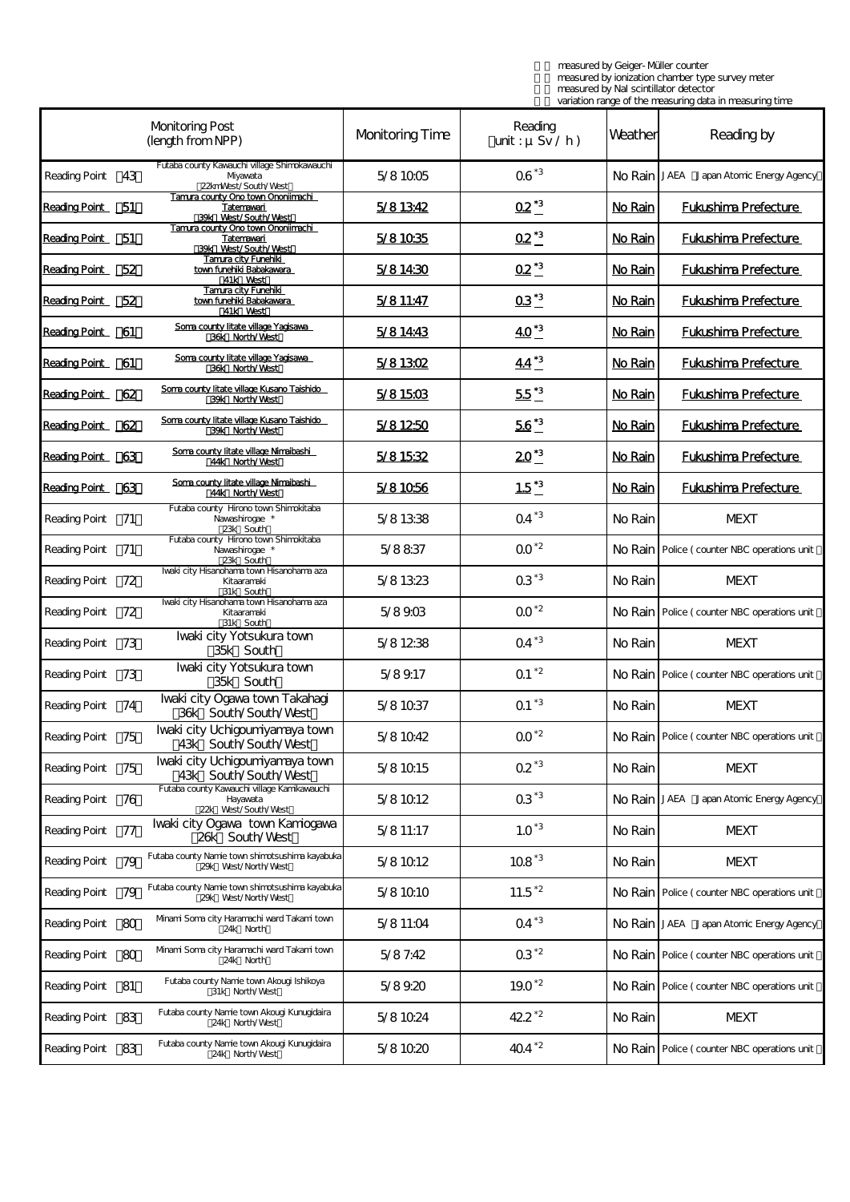measured by Geiger-Müller counter
measured by ionization chamber type survey meter
measured by NaI scintillator detector
variation range of the measuring data in measuring time

| Monitoring Post (length from NPP) | | Monitoring Time | Reading (unit : μSv / h) | Weather | Reading by |
|---|---|---|---|---|---|
| Reading Point 43 | Futaba county Kawauchi village Shimokawauchi Miyawata (22kmWest/South/West) | 5/8 10:05 | 0.6 *3 | No Rain | JAEA (Japan Atomic Energy Agency) |
| Reading Point 51 | Tamura county Ono town Ononiimachi Tatemawari (39k West/South/West) | 5/8 13:42 | 0.2 *3 | No Rain | Fukushima Prefecture |
| Reading Point 51 | Tamura county Ono town Ononiimachi Tatemawari (39k West/South/West) | 5/8 10:35 | 0.2 *3 | No Rain | Fukushima Prefecture |
| Reading Point 52 | Tamura city Funehiki town funehiki Babakawara (41k West) | 5/8 14:30 | 0.2 *3 | No Rain | Fukushima Prefecture |
| Reading Point 52 | Tamura city Funehiki town funehiki Babakawara (41k West) | 5/8 11:47 | 0.3 *3 | No Rain | Fukushima Prefecture |
| Reading Point 61 | Soma county Iitate village Yagisawa (36k North/West) | 5/8 14:43 | 4.0 *3 | No Rain | Fukushima Prefecture |
| Reading Point 61 | Soma county Iitate village Yagisawa (36k North/West) | 5/8 13:02 | 4.4 *3 | No Rain | Fukushima Prefecture |
| Reading Point 62 | Soma county Iitate village Kusano Taishido (39k North/West) | 5/8 15:03 | 5.5 *3 | No Rain | Fukushima Prefecture |
| Reading Point 62 | Soma county Iitate village Kusano Taishido (39k North/West) | 5/8 12:50 | 5.6 *3 | No Rain | Fukushima Prefecture |
| Reading Point 63 | Soma county Iitate village Nimaibashi (44k North/West) | 5/8 15:32 | 2.0 *3 | No Rain | Fukushima Prefecture |
| Reading Point 63 | Soma county Iitate village Nimaibashi (44k North/West) | 5/8 10:56 | 1.5 *3 | No Rain | Fukushima Prefecture |
| Reading Point 71 | Futaba county Hirono town Shimokitaba Nawashirogae * (23k South) | 5/8 13:38 | 0.4 *3 | No Rain | MEXT |
| Reading Point 71 | Futaba county Hirono town Shimokitaba Nawashirogae * (23k South) | 5/8 8:37 | 0.0 *2 | No Rain | Police (counter NBC operations unit) |
| Reading Point 72 | Iwaki city Hisanohama town Hisanohama aza Kitaaramaki (31k South) | 5/8 13:23 | 0.3 *3 | No Rain | MEXT |
| Reading Point 72 | Iwaki city Hisanohama town Hisanohama aza Kitaaramaki (31k South) | 5/8 9:03 | 0.0 *2 | No Rain | Police (counter NBC operations unit) |
| Reading Point 73 | Iwaki city Yotsukura town (35k South) | 5/8 12:38 | 0.4 *3 | No Rain | MEXT |
| Reading Point 73 | Iwaki city Yotsukura town (35k South) | 5/8 9:17 | 0.1 *2 | No Rain | Police (counter NBC operations unit) |
| Reading Point 74 | Iwaki city Ogawa town Takahagi (36k South/South/West) | 5/8 10:37 | 0.1 *3 | No Rain | MEXT |
| Reading Point 75 | Iwaki city Uchigoumiyamaya town (43k South/South/West) | 5/8 10:42 | 0.0 *2 | No Rain | Police (counter NBC operations unit) |
| Reading Point 75 | Iwaki city Uchigoumiyamaya town (43k South/South/West) | 5/8 10:15 | 0.2 *3 | No Rain | MEXT |
| Reading Point 76 | Futaba county Kawauchi village Kamikawauchi Hayawata (22k West/South/West) | 5/8 10:12 | 0.3 *3 | No Rain | JAEA (Japan Atomic Energy Agency) |
| Reading Point 77 | Iwaki city Ogawa town Kamiogawa (26k South/West) | 5/8 11:17 | 1.0 *3 | No Rain | MEXT |
| Reading Point 79 | Futaba county Namie town shimotsushima kayabuka (29k West/North/West) | 5/8 10:12 | 10.8 *3 | No Rain | MEXT |
| Reading Point 79 | Futaba county Namie town shimotsushima kayabuka (29k West/North/West) | 5/8 10:10 | 11.5 *2 | No Rain | Police (counter NBC operations unit) |
| Reading Point 80 | Minami Soma city Haramachi ward Takami town (24k North) | 5/8 11:04 | 0.4 *3 | No Rain | JAEA (Japan Atomic Energy Agency) |
| Reading Point 80 | Minami Soma city Haramachi ward Takami town (24k North) | 5/8 7:42 | 0.3 *2 | No Rain | Police (counter NBC operations unit) |
| Reading Point 81 | Futaba county Namie town Akougi Ishikoya (31k North/West) | 5/8 9:20 | 19.0 *2 | No Rain | Police (counter NBC operations unit) |
| Reading Point 83 | Futaba county Namie town Akougi Kunugidaira (24k North/West) | 5/8 10:24 | 42.2 *2 | No Rain | MEXT |
| Reading Point 83 | Futaba county Namie town Akougi Kunugidaira (24k North/West) | 5/8 10:20 | 40.4 *2 | No Rain | Police (counter NBC operations unit) |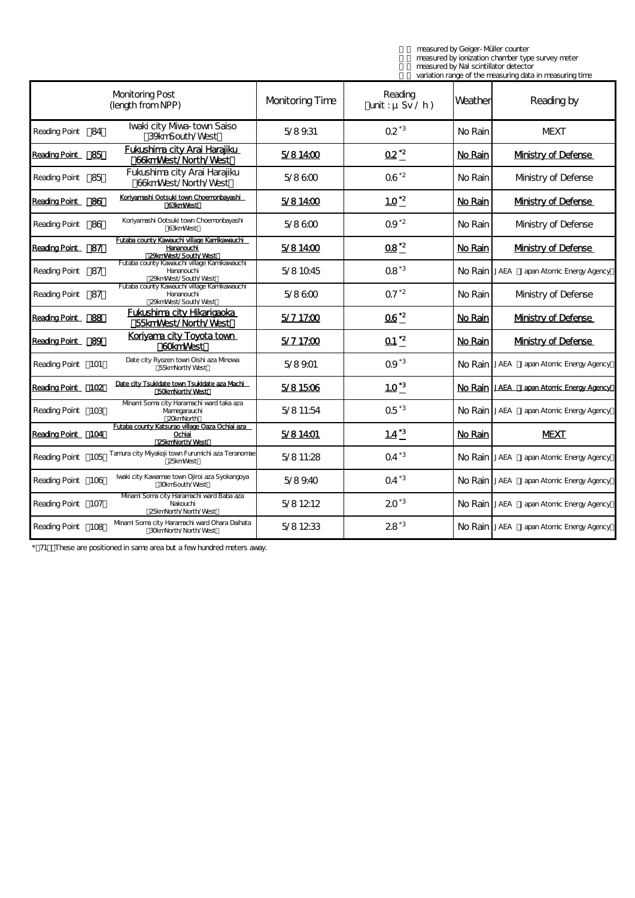measured by Geiger-Müller counter
measured by ionization chamber type survey meter
measured by NaI scintillator detector
variation range of the measuring data in measuring time

| Monitoring Post (length from NPP) | | Monitoring Time | Reading (unit : μSv / h) | Weather | Reading by |
|---|---|---|---|---|---|
| Reading Point 84 | Iwaki city Miwa-town Saiso (39km South/West) | 5/8 9:31 | 0.2 *3 | No Rain | MEXT |
| Reading Point 85 | Fukushima city Arai Harajiku (66km West/North/West) | 5/8 14:00 | 0.2 *2 | No Rain | Ministry of Defense |
| Reading Point 85 | Fukushima city Arai Harajiku (66km West/North/West) | 5/8 6:00 | 0.6 *2 | No Rain | Ministry of Defense |
| Reading Point 86 | Koriyamashi Ootsuki town Choemonbayashi (63km West) | 5/8 14:00 | 1.0 *2 | No Rain | Ministry of Defense |
| Reading Point 86 | Koriyamashi Ootsuki town Choemonbayashi (63km West) | 5/8 6:00 | 0.9 *2 | No Rain | Ministry of Defense |
| Reading Point 87 | Futaba county Kawauchi village Kamikawauchi Hananouchi (29km West/South/West) | 5/8 14:00 | 0.8 *2 | No Rain | Ministry of Defense |
| Reading Point 87 | Futaba county Kawauchi village Kamikawauchi Hananouchi (29km West/South/West) | 5/8 10:45 | 0.8 *3 | No Rain | JAEA (Japan Atomic Energy Agency) |
| Reading Point 87 | Futaba county Kawauchi village Kamikawauchi Hananouchi (29km West/South/West) | 5/8 6:00 | 0.7 *2 | No Rain | Ministry of Defense |
| Reading Point 88 | Fukushima city Hikarigaoka (55km West/North/West) | 5/7 17:00 | 0.6 *2 | No Rain | Ministry of Defense |
| Reading Point 89 | Koriyama city Toyota town (60km West) | 5/7 17:00 | 0.1 *2 | No Rain | Ministry of Defense |
| Reading Point 101 | Date city Ryozen town Oishi aza Minowa (55km North/West) | 5/8 9:01 | 0.9 *3 | No Rain | JAEA (Japan Atomic Energy Agency) |
| Reading Point 102 | Date city Tsukidate town Tsukidate aza Machi (50km North/West) | 5/8 15:06 | 1.0 *3 | No Rain | JAEA (Japan Atomic Energy Agency) |
| Reading Point 103 | Minami Soma city Haramachi ward taka aza Mamegarauchi (20km North) | 5/8 11:54 | 0.5 *3 | No Rain | JAEA (Japan Atomic Energy Agency) |
| Reading Point 104 | Futaba county Katsurao village Oaza Ochiai aza Ochiai (25km North/West) | 5/8 14:01 | 1.4 *3 | No Rain | MEXT |
| Reading Point 105 | Tamura city Miyakoji town Furumichi aza Teranomae (25km West) | 5/8 11:28 | 0.4 *3 | No Rain | JAEA (Japan Atomic Energy Agency) |
| Reading Point 106 | Iwaki city Kawamae town Ojiroi aza Syokangoya (30km South/West) | 5/8 9:40 | 0.4 *3 | No Rain | JAEA (Japan Atomic Energy Agency) |
| Reading Point 107 | Minami Soma city Haramachi ward Baba aza Nakouchi (25km North/North/West) | 5/8 12:12 | 2.0 *3 | No Rain | JAEA (Japan Atomic Energy Agency) |
| Reading Point 108 | Minami Soma city Haramachi ward Ohara Daihata (30km North/North/West) | 5/8 12:33 | 2.8 *3 | No Rain | JAEA (Japan Atomic Energy Agency) |

* 71 These are positioned in same area but a few hundred meters away.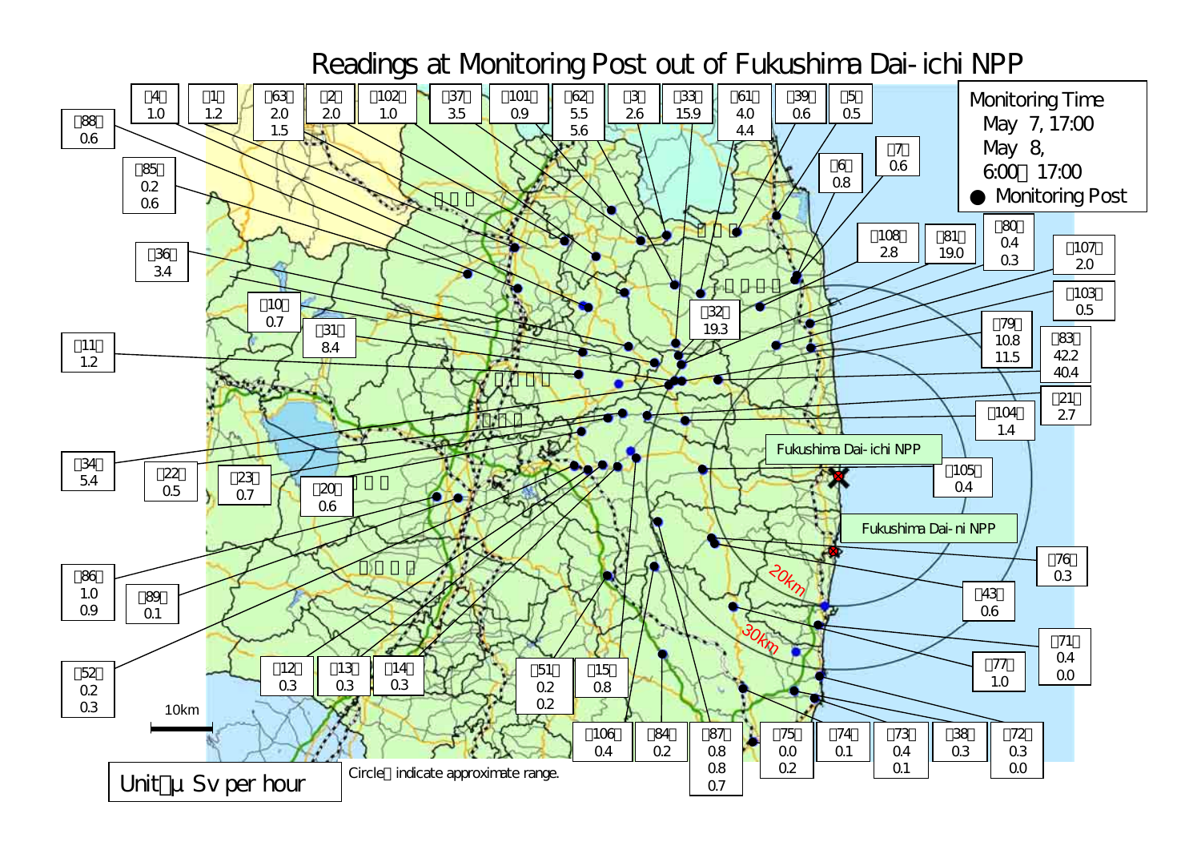# Readings at Monitoring Post out of Fukushima Dai-ichi NPP

Monitoring Time
May 7, 17:00
May 8, 6:00, 17:00
● Monitoring Post

Unit: μSv per hour

Circles indicate approximate range.

Fukushima Dai-ichi NPP

Fukushima Dai-ni NPP

20km

30km

10km

| Monitoring Post | Readings |
|---|---|
| 【1】 | 1.2 |
| 【2】 | 2.0 |
| 【3】 | 2.6 |
| 【4】 | 1.0 |
| 【5】 | 0.5 |
| 【6】 | 0.8 |
| 【7】 | 0.6 |
| 【10】 | 0.7 |
| 【11】 | 1.2 |
| 【12】 | 0.3 |
| 【13】 | 0.3 |
| 【14】 | 0.3 |
| 【15】 | 0.8 |
| 【20】 | 0.6 |
| 【21】 | 2.7 |
| 【22】 | 0.5 |
| 【23】 | 0.7 |
| 【31】 | 8.4 |
| 【32】 | 19.3 |
| 【33】 | 15.9 |
| 【34】 | 5.4 |
| 【36】 | 3.4 |
| 【37】 | 3.5 |
| 【38】 | 0.3 |
| 【39】 | 0.6 |
| 【43】 | 0.6 |
| 【51】 | 0.2 / 0.2 |
| 【52】 | 0.2 / 0.3 |
| 【61】 | 4.0 / 4.4 |
| 【62】 | 5.5 / 5.6 |
| 【63】 | 2.0 / 1.5 |
| 【71】 | 0.4 / 0.0 |
| 【72】 | 0.3 / 0.0 |
| 【73】 | 0.4 / 0.1 |
| 【74】 | 0.1 |
| 【75】 | 0.0 / 0.2 |
| 【76】 | 0.3 |
| 【77】 | 1.0 |
| 【79】 | 10.8 / 11.5 |
| 【80】 | 0.4 / 0.3 |
| 【81】 | 19.0 |
| 【83】 | 42.2 / 40.4 |
| 【84】 | 0.2 |
| 【85】 | 0.2 / 0.6 |
| 【86】 | 1.0 / 0.9 |
| 【87】 | 0.8 / 0.8 / 0.7 |
| 【88】 | 0.6 |
| 【89】 | 0.1 |
| 【101】 | 0.9 |
| 【102】 | 1.0 |
| 【103】 | 0.5 |
| 【104】 | 1.4 |
| 【105】 | 0.4 |
| 【106】 | 0.4 |
| 【107】 | 2.0 |
| 【108】 | 2.8 |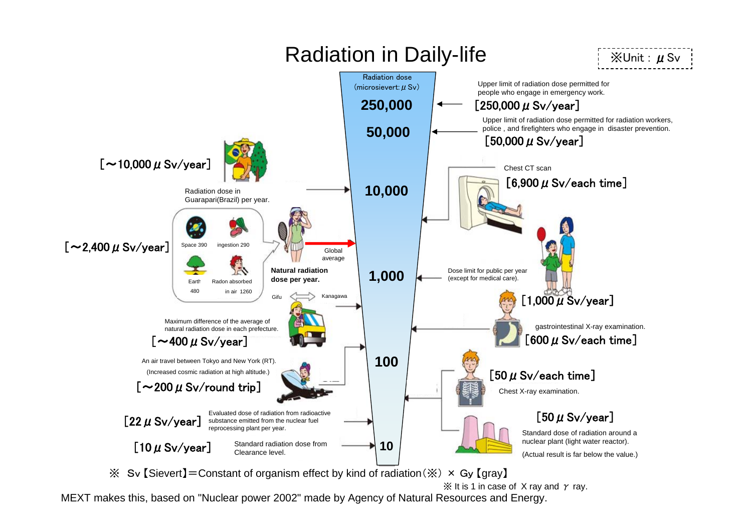# Radiation in Daily-life

※Unit : μSv

Radiation dose (microsievert: μSv)

250,000

50,000

10,000

1,000

100

10

Upper limit of radiation dose permitted for people who engage in emergency work.
[250,000 μSv/year]

Upper limit of radiation dose permitted for radiation workers, police , and firefighters who engage in disaster prevention.
[50,000 μSv/year]

Chest CT scan
[6,900 μSv/each time]

Dose limit for public per year (except for medical care).
[1,000 μSv/year]

gastrointestinal X-ray examination.
[600 μSv/each time]

[50 μSv/each time]
Chest X-ray examination.

[50 μSv/year]
Standard dose of radiation around a nuclear plant (light water reactor).
(Actual result is far below the value.)

[~10,000 μSv/year]
Radiation dose in Guarapari(Brazil) per year.

[~2,400 μSv/year]
Space 390
ingestion 290
Earth 480
Radon absorbed in air 1260
Natural radiation dose per year.
Global average

Gifu ⇔ Kanagawa
Maximum difference of the average of natural radiation dose in each prefecture.
[~400 μSv/year]

An air travel between Tokyo and New York (RT).
(Increased cosmic radiation at high altitude.)
[~200 μSv/round trip]

[22 μSv/year] Evaluated dose of radiation from radioactive substance emitted from the nuclear fuel reprocessing plant per year.

[10 μSv/year] Standard radiation dose from Clearance level.

※ Sv【Sievert】=Constant of organism effect by kind of radiation(※) × Gy【gray】

※ It is 1 in case of X ray and γ ray.

MEXT makes this, based on "Nuclear power 2002" made by Agency of Natural Resources and Energy.